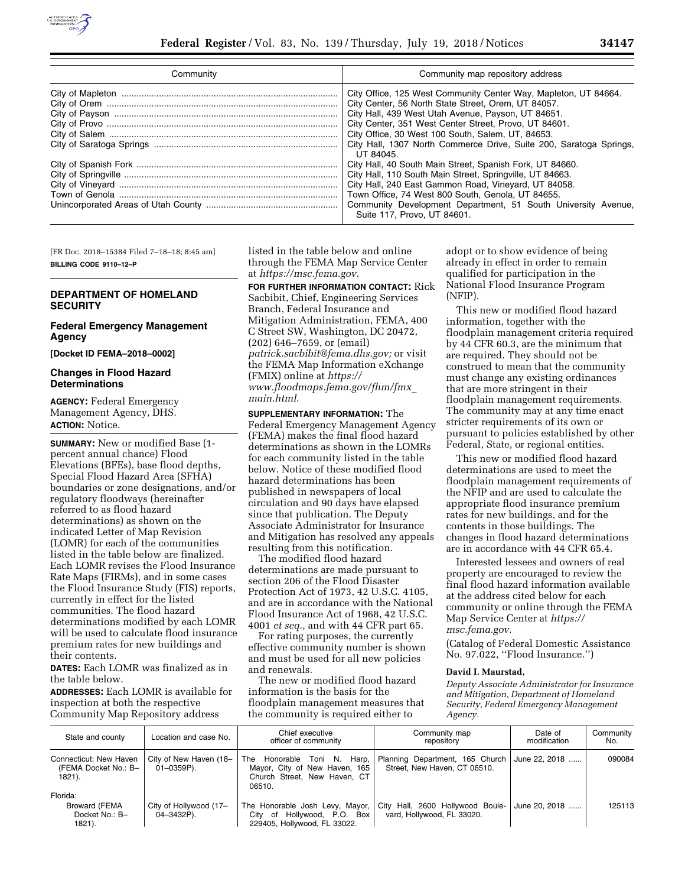| Community | Community map repository address |
| --- | --- |
| City of Mapleton | City Office, 125 West Community Center Way, Mapleton, UT 84664. |
| City of Orem | City Center, 56 North State Street, Orem, UT 84057. |
| City of Payson | City Hall, 439 West Utah Avenue, Payson, UT 84651. |
| City of Provo | City Center, 351 West Center Street, Provo, UT 84601. |
| City of Salem | City Office, 30 West 100 South, Salem, UT, 84653. |
| City of Saratoga Springs | City Hall, 1307 North Commerce Drive, Suite 200, Saratoga Springs, UT 84045. |
| City of Spanish Fork | City Hall, 40 South Main Street, Spanish Fork, UT 84660. |
| City of Springville | City Hall, 110 South Main Street, Springville, UT 84663. |
| City of Vineyard | City Hall, 240 East Gammon Road, Vineyard, UT 84058. |
| Town of Genola | Town Office, 74 West 800 South, Genola, UT 84655. |
| Unincorporated Areas of Utah County | Community Development Department, 51 South University Avenue, Suite 117, Provo, UT 84601. |

[FR Doc. 2018–15384 Filed 7–18–18; 8:45 am]

**BILLING CODE 9110–12–P**

## DEPARTMENT OF HOMELAND SECURITY

### Federal Emergency Management Agency

**[Docket ID FEMA–2018–0002]**

### Changes in Flood Hazard Determinations

**AGENCY:** Federal Emergency Management Agency, DHS.

**ACTION:** Notice.

**SUMMARY:** New or modified Base (1-percent annual chance) Flood Elevations (BFEs), base flood depths, Special Flood Hazard Area (SFHA) boundaries or zone designations, and/or regulatory floodways (hereinafter referred to as flood hazard determinations) as shown on the indicated Letter of Map Revision (LOMR) for each of the communities listed in the table below are finalized. Each LOMR revises the Flood Insurance Rate Maps (FIRMs), and in some cases the Flood Insurance Study (FIS) reports, currently in effect for the listed communities. The flood hazard determinations modified by each LOMR will be used to calculate flood insurance premium rates for new buildings and their contents.

**DATES:** Each LOMR was finalized as in the table below.

**ADDRESSES:** Each LOMR is available for inspection at both the respective Community Map Repository address listed in the table below and online through the FEMA Map Service Center at *https://msc.fema.gov*.

**FOR FURTHER INFORMATION CONTACT:** Rick Sacbibit, Chief, Engineering Services Branch, Federal Insurance and Mitigation Administration, FEMA, 400 C Street SW, Washington, DC 20472, (202) 646–7659, or (email) *patrick.sacbibit@fema.dhs.gov;* or visit the FEMA Map Information eXchange (FMIX) online at *https://www.floodmaps.fema.gov/fhm/fmx_main.html*.

**SUPPLEMENTARY INFORMATION:** The Federal Emergency Management Agency (FEMA) makes the final flood hazard determinations as shown in the LOMRs for each community listed in the table below. Notice of these modified flood hazard determinations has been published in newspapers of local circulation and 90 days have elapsed since that publication. The Deputy Associate Administrator for Insurance and Mitigation has resolved any appeals resulting from this notification.

The modified flood hazard determinations are made pursuant to section 206 of the Flood Disaster Protection Act of 1973, 42 U.S.C. 4105, and are in accordance with the National Flood Insurance Act of 1968, 42 U.S.C. 4001 *et seq.,* and with 44 CFR part 65.

For rating purposes, the currently effective community number is shown and must be used for all new policies and renewals.

The new or modified flood hazard information is the basis for the floodplain management measures that the community is required either to adopt or to show evidence of being already in effect in order to remain qualified for participation in the National Flood Insurance Program (NFIP).

This new or modified flood hazard information, together with the floodplain management criteria required by 44 CFR 60.3, are the minimum that are required. They should not be construed to mean that the community must change any existing ordinances that are more stringent in their floodplain management requirements. The community may at any time enact stricter requirements of its own or pursuant to policies established by other Federal, State, or regional entities.

This new or modified flood hazard determinations are used to meet the floodplain management requirements of the NFIP and are used to calculate the appropriate flood insurance premium rates for new buildings, and for the contents in those buildings. The changes in flood hazard determinations are in accordance with 44 CFR 65.4.

Interested lessees and owners of real property are encouraged to review the final flood hazard information available at the address cited below for each community or online through the FEMA Map Service Center at *https://msc.fema.gov.*

(Catalog of Federal Domestic Assistance No. 97.022, ''Flood Insurance.'')

**David I. Maurstad,**

*Deputy Associate Administrator for Insurance and Mitigation, Department of Homeland Security, Federal Emergency Management Agency.*

| State and county | Location and case No. | Chief executive officer of community | Community map repository | Date of modification | Community No. |
| --- | --- | --- | --- | --- | --- |
| Connecticut: New Haven (FEMA Docket No.: B–1821). | City of New Haven (18–01–0359P). | The Honorable Toni N. Harp, Mayor, City of New Haven, 165 Church Street, New Haven, CT 06510. | Planning Department, 165 Church Street, New Haven, CT 06510. | June 22, 2018 | 090084 |
| Florida: | | | | | |
| Broward (FEMA Docket No.: B–1821). | City of Hollywood (17–04–3432P). | The Honorable Josh Levy, Mayor, City of Hollywood, P.O. Box 229405, Hollywood, FL 33022. | City Hall, 2600 Hollywood Boulevard, Hollywood, FL 33020. | June 20, 2018 | 125113 |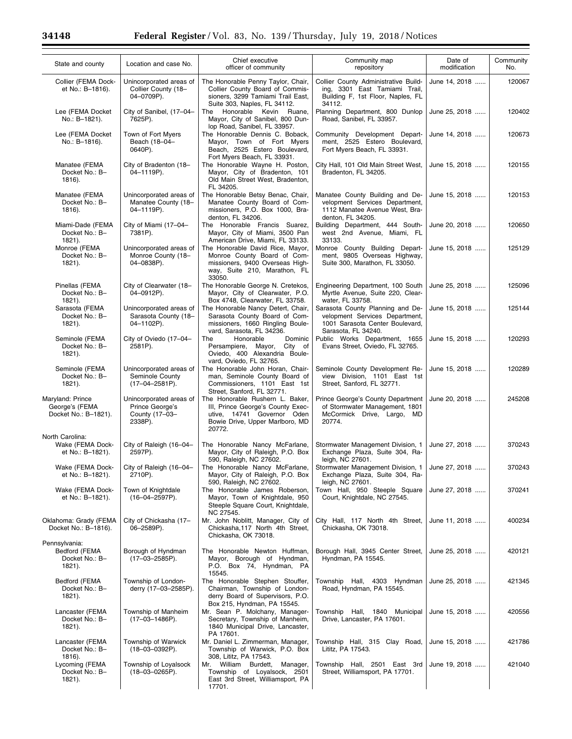| State and county | Location and case No. | Chief executive officer of community | Community map repository | Date of modification | Community No. |
|---|---|---|---|---|---|
| Collier (FEMA Docket No.: B–1816). | Unincorporated areas of Collier County (18–04–0709P). | The Honorable Penny Taylor, Chair, Collier County Board of Commissioners, 3299 Tamiami Trail East, Suite 303, Naples, FL 34112. | Collier County Administrative Building, 3301 East Tamiami Trail, Building F, 1st Floor, Naples, FL 34112. | June 14, 2018 ...... | 120067 |
| Lee (FEMA Docket No.: B–1821). | City of Sanibel, (17–04–7625P). | The Honorable Kevin Ruane, Mayor, City of Sanibel, 800 Dunlop Road, Sanibel, FL 33957. | Planning Department, 800 Dunlop Road, Sanibel, FL 33957. | June 25, 2018 ...... | 120402 |
| Lee (FEMA Docket No.: B–1816). | Town of Fort Myers Beach (18–04–0640P). | The Honorable Dennis C. Boback, Mayor, Town of Fort Myers Beach, 2525 Estero Boulevard, Fort Myers Beach, FL 33931. | Community Development Department, 2525 Estero Boulevard, Fort Myers Beach, FL 33931. | June 14, 2018 ...... | 120673 |
| Manatee (FEMA Docket No.: B–1816). | City of Bradenton (18–04–1119P). | The Honorable Wayne H. Poston, Mayor, City of Bradenton, 101 Old Main Street West, Bradenton, FL 34205. | City Hall, 101 Old Main Street West, Bradenton, FL 34205. | June 15, 2018 ...... | 120155 |
| Manatee (FEMA Docket No.: B–1816). | Unincorporated areas of Manatee County (18–04–1119P). | The Honorable Betsy Benac, Chair, Manatee County Board of Commissioners, P.O. Box 1000, Bradenton, FL 34206. | Manatee County Building and Development Services Department, 1112 Manatee Avenue West, Bradenton, FL 34205. | June 15, 2018 ...... | 120153 |
| Miami-Dade (FEMA Docket No.: B–1821). | City of Miami (17–04–7381P). | The Honorable Francis Suarez, Mayor, City of Miami, 3500 Pan American Drive, Miami, FL 33133. | Building Department, 444 Southwest 2nd Avenue, Miami, FL 33133. | June 20, 2018 ...... | 120650 |
| Monroe (FEMA Docket No.: B–1821). | Unincorporated areas of Monroe County (18–04–0838P). | The Honorable David Rice, Mayor, Monroe County Board of Commissioners, 9400 Overseas Highway, Suite 210, Marathon, FL 33050. | Monroe County Building Department, 9805 Overseas Highway, Suite 300, Marathon, FL 33050. | June 15, 2018 ...... | 125129 |
| Pinellas (FEMA Docket No.: B–1821). | City of Clearwater (18–04–0912P). | The Honorable George N. Cretekos, Mayor, City of Clearwater, P.O. Box 4748, Clearwater, FL 33758. | Engineering Department, 100 South Myrtle Avenue, Suite 220, Clearwater, FL 33758. | June 25, 2018 ...... | 125096 |
| Sarasota (FEMA Docket No.: B–1821). | Unincorporated areas of Sarasota County (18–04–1102P). | The Honorable Nancy Detert, Chair, Sarasota County Board of Commissioners, 1660 Ringling Boulevard, Sarasota, FL 34236. | Sarasota County Planning and Development Services Department, 1001 Sarasota Center Boulevard, Sarasota, FL 34240. | June 15, 2018 ...... | 125144 |
| Seminole (FEMA Docket No.: B–1821). | City of Oviedo (17–04–2581P). | The Honorable Dominic Persampiere, Mayor, City of Oviedo, 400 Alexandria Boulevard, Oviedo, FL 32765. | Public Works Department, 1655 Evans Street, Oviedo, FL 32765. | June 15, 2018 ...... | 120293 |
| Seminole (FEMA Docket No.: B–1821). | Unincorporated areas of Seminole County (17–04–2581P). | The Honorable John Horan, Chairman, Seminole County Board of Commissioners, 1101 East 1st Street, Sanford, FL 32771. | Seminole County Development Review Division, 1101 East 1st Street, Sanford, FL 32771. | June 15, 2018 ...... | 120289 |
| Maryland: Prince George's (FEMA Docket No.: B–1821). | Unincorporated areas of Prince George's County (17–03–2338P). | The Honorable Rushern L. Baker, III, Prince George's County Executive, 14741 Governor Oden Bowie Drive, Upper Marlboro, MD 20772. | Prince George's County Department of Stormwater Management, 1801 McCormick Drive, Largo, MD 20774. | June 20, 2018 ...... | 245208 |
| North Carolina: | | | | | |
| Wake (FEMA Docket No.: B–1821). | City of Raleigh (16–04–2597P). | The Honorable Nancy McFarlane, Mayor, City of Raleigh, P.O. Box 590, Raleigh, NC 27602. | Stormwater Management Division, 1 Exchange Plaza, Suite 304, Raleigh, NC 27601. | June 27, 2018 ...... | 370243 |
| Wake (FEMA Docket No.: B–1821). | City of Raleigh (16–04–2710P). | The Honorable Nancy McFarlane, Mayor, City of Raleigh, P.O. Box 590, Raleigh, NC 27602. | Stormwater Management Division, 1 Exchange Plaza, Suite 304, Raleigh, NC 27601. | June 27, 2018 ...... | 370243 |
| Wake (FEMA Docket No.: B–1821). | Town of Knightdale (16–04–2597P). | The Honorable James Roberson, Mayor, Town of Knightdale, 950 Steeple Square Court, Knightdale, NC 27545. | Town Hall, 950 Steeple Square Court, Knightdale, NC 27545. | June 27, 2018 ...... | 370241 |
| Oklahoma: Grady (FEMA Docket No.: B–1816). | City of Chickasha (17–06–2589P). | Mr. John Noblitt, Manager, City of Chickasha,117 North 4th Street, Chickasha, OK 73018. | City Hall, 117 North 4th Street, Chickasha, OK 73018. | June 11, 2018 ...... | 400234 |
| Pennsylvania: | | | | | |
| Bedford (FEMA Docket No.: B–1821). | Borough of Hyndman (17–03–2585P). | The Honorable Newton Huffman, Mayor, Borough of Hyndman, P.O. Box 74, Hyndman, PA 15545. | Borough Hall, 3945 Center Street, Hyndman, PA 15545. | June 25, 2018 ...... | 420121 |
| Bedford (FEMA Docket No.: B–1821). | Township of Londonderry (17–03–2585P). | The Honorable Stephen Stouffer, Chairman, Township of Londonderry Board of Supervisors, P.O. Box 215, Hyndman, PA 15545. | Township Hall, 4303 Hyndman Road, Hyndman, PA 15545. | June 25, 2018 ...... | 421345 |
| Lancaster (FEMA Docket No.: B–1821). | Township of Manheim (17–03–1486P). | Mr. Sean P. Molchany, Manager-Secretary, Township of Manheim, 1840 Municipal Drive, Lancaster, PA 17601. | Township Hall, 1840 Municipal Drive, Lancaster, PA 17601. | June 15, 2018 ...... | 420556 |
| Lancaster (FEMA Docket No.: B–1816). | Township of Warwick (18–03–0392P). | Mr. Daniel L. Zimmerman, Manager, Township of Warwick, P.O. Box 308, Lititz, PA 17543. | Township Hall, 315 Clay Road, Lititz, PA 17543. | June 15, 2018 ...... | 421786 |
| Lycoming (FEMA Docket No.: B–1821). | Township of Loyalsock (18–03–0265P). | Mr. William Burdett, Manager, Township of Loyalsock, 2501 East 3rd Street, Williamsport, PA 17701. | Township Hall, 2501 East 3rd Street, Williamsport, PA 17701. | June 19, 2018 ...... | 421040 |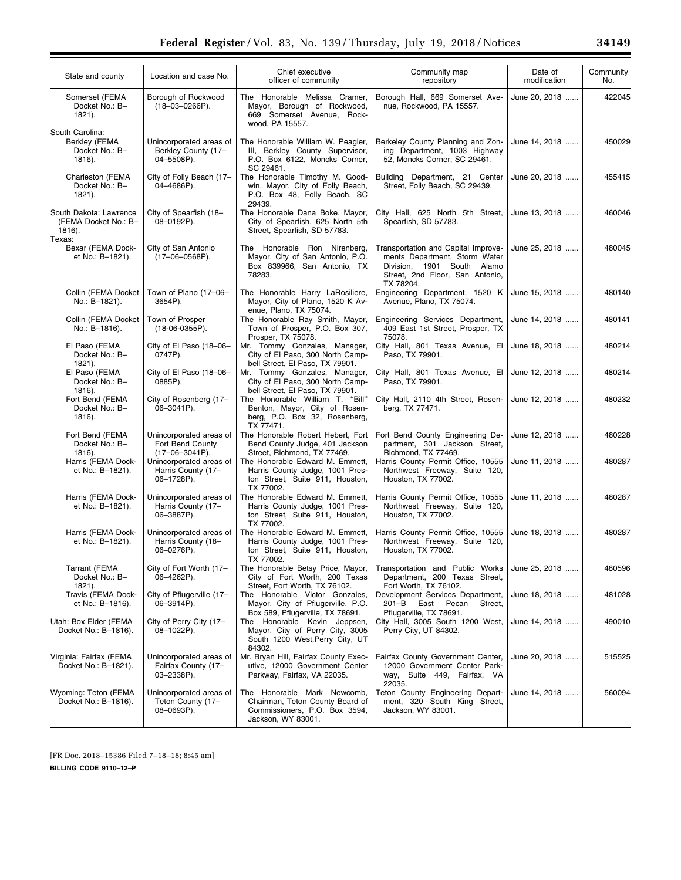| State and county | Location and case No. | Chief executive officer of community | Community map repository | Date of modification | Community No. |
|---|---|---|---|---|---|
| Somerset (FEMA Docket No.: B–1821). | Borough of Rockwood (18–03–0266P). | The Honorable Melissa Cramer, Mayor, Borough of Rockwood, 669 Somerset Avenue, Rockwood, PA 15557. | Borough Hall, 669 Somerset Avenue, Rockwood, PA 15557. | June 20, 2018 ...... | 422045 |
| South Carolina: | | | | | |
| Berkley (FEMA Docket No.: B–1816). | Unincorporated areas of Berkley County (17–04–5508P). | The Honorable William W. Peagler, III, Berkley County Supervisor, P.O. Box 6122, Moncks Corner, SC 29461. | Berkeley County Planning and Zoning Department, 1003 Highway 52, Moncks Corner, SC 29461. | June 14, 2018 ...... | 450029 |
| Charleston (FEMA Docket No.: B–1821). | City of Folly Beach (17–04–4686P). | The Honorable Timothy M. Goodwin, Mayor, City of Folly Beach, P.O. Box 48, Folly Beach, SC 29439. | Building Department, 21 Center Street, Folly Beach, SC 29439. | June 20, 2018 ...... | 455415 |
| South Dakota: Lawrence (FEMA Docket No.: B–1816). | City of Spearfish (18–08–0192P). | The Honorable Dana Boke, Mayor, City of Spearfish, 625 North 5th Street, Spearfish, SD 57783. | City Hall, 625 North 5th Street, Spearfish, SD 57783. | June 13, 2018 ...... | 460046 |
| Texas: | | | | | |
| Bexar (FEMA Docket No.: B–1821). | City of San Antonio (17–06–0568P). | The Honorable Ron Nirenberg, Mayor, City of San Antonio, P.O. Box 839966, San Antonio, TX 78283. | Transportation and Capital Improvements Department, Storm Water Division, 1901 South Alamo Street, 2nd Floor, San Antonio, TX 78204. | June 25, 2018 ...... | 480045 |
| Collin (FEMA Docket No.: B–1821). | Town of Plano (17–06–3654P). | The Honorable Harry LaRosiliere, Mayor, City of Plano, 1520 K Avenue, Plano, TX 75074. | Engineering Department, 1520 K Avenue, Plano, TX 75074. | June 15, 2018 ...... | 480140 |
| Collin (FEMA Docket No.: B–1816). | Town of Prosper (18-06-0355P). | The Honorable Ray Smith, Mayor, Town of Prosper, P.O. Box 307, Prosper, TX 75078. | Engineering Services Department, 409 East 1st Street, Prosper, TX 75078. | June 14, 2018 ...... | 480141 |
| El Paso (FEMA Docket No.: B–1821). | City of El Paso (18–06–0747P). | Mr. Tommy Gonzales, Manager, City of El Paso, 300 North Campbell Street, El Paso, TX 79901. | City Hall, 801 Texas Avenue, El Paso, TX 79901. | June 18, 2018 ...... | 480214 |
| El Paso (FEMA Docket No.: B–1816). | City of El Paso (18–06–0885P). | Mr. Tommy Gonzales, Manager, City of El Paso, 300 North Campbell Street, El Paso, TX 79901. | City Hall, 801 Texas Avenue, El Paso, TX 79901. | June 12, 2018 ...... | 480214 |
| Fort Bend (FEMA Docket No.: B–1816). | City of Rosenberg (17–06–3041P). | The Honorable William T. "Bill" Benton, Mayor, City of Rosenberg, P.O. Box 32, Rosenberg, TX 77471. | City Hall, 2110 4th Street, Rosenberg, TX 77471. | June 12, 2018 ...... | 480232 |
| Fort Bend (FEMA Docket No.: B–1816). | Unincorporated areas of Fort Bend County (17–06–3041P). | The Honorable Robert Hebert, Fort Bend County Judge, 401 Jackson Street, Richmond, TX 77469. | Fort Bend County Engineering Department, 301 Jackson Street, Richmond, TX 77469. | June 12, 2018 ...... | 480228 |
| Harris (FEMA Docket No.: B–1821). | Unincorporated areas of Harris County (17–06–1728P). | The Honorable Edward M. Emmett, Harris County Judge, 1001 Preston Street, Suite 911, Houston, TX 77002. | Harris County Permit Office, 10555 Northwest Freeway, Suite 120, Houston, TX 77002. | June 11, 2018 ...... | 480287 |
| Harris (FEMA Docket No.: B–1821). | Unincorporated areas of Harris County (17–06–3887P). | The Honorable Edward M. Emmett, Harris County Judge, 1001 Preston Street, Suite 911, Houston, TX 77002. | Harris County Permit Office, 10555 Northwest Freeway, Suite 120, Houston, TX 77002. | June 11, 2018 ...... | 480287 |
| Harris (FEMA Docket No.: B–1821). | Unincorporated areas of Harris County (18–06–0276P). | The Honorable Edward M. Emmett, Harris County Judge, 1001 Preston Street, Suite 911, Houston, TX 77002. | Harris County Permit Office, 10555 Northwest Freeway, Suite 120, Houston, TX 77002. | June 18, 2018 ...... | 480287 |
| Tarrant (FEMA Docket No.: B–1821). | City of Fort Worth (17–06–4262P). | The Honorable Betsy Price, Mayor, City of Fort Worth, 200 Texas Street, Fort Worth, TX 76102. | Transportation and Public Works Department, 200 Texas Street, Fort Worth, TX 76102. | June 25, 2018 ...... | 480596 |
| Travis (FEMA Docket No.: B–1816). | City of Pflugerville (17–06–3914P). | The Honorable Victor Gonzales, Mayor, City of Pflugerville, P.O. Box 589, Pflugerville, TX 78691. | Development Services Department, 201–B East Pecan Street, Pflugerville, TX 78691. | June 18, 2018 ...... | 481028 |
| Utah: Box Elder (FEMA Docket No.: B–1816). | City of Perry City (17–08–1022P). | The Honorable Kevin Jeppsen, Mayor, City of Perry City, 3005 South 1200 West,Perry City, UT 84302. | City Hall, 3005 South 1200 West, Perry City, UT 84302. | June 14, 2018 ...... | 490010 |
| Virginia: Fairfax (FEMA Docket No.: B–1821). | Unincorporated areas of Fairfax County (17–03–2338P). | Mr. Bryan Hill, Fairfax County Executive, 12000 Government Center Parkway, Fairfax, VA 22035. | Fairfax County Government Center, 12000 Government Center Parkway, Suite 449, Fairfax, VA 22035. | June 20, 2018 ...... | 515525 |
| Wyoming: Teton (FEMA Docket No.: B–1816). | Unincorporated areas of Teton County (17–08–0693P). | The Honorable Mark Newcomb, Chairman, Teton County Board of Commissioners, P.O. Box 3594, Jackson, WY 83001. | Teton County Engineering Department, 320 South King Street, Jackson, WY 83001. | June 14, 2018 ...... | 560094 |

[FR Doc. 2018–15386 Filed 7–18–18; 8:45 am]

**BILLING CODE 9110–12–P**